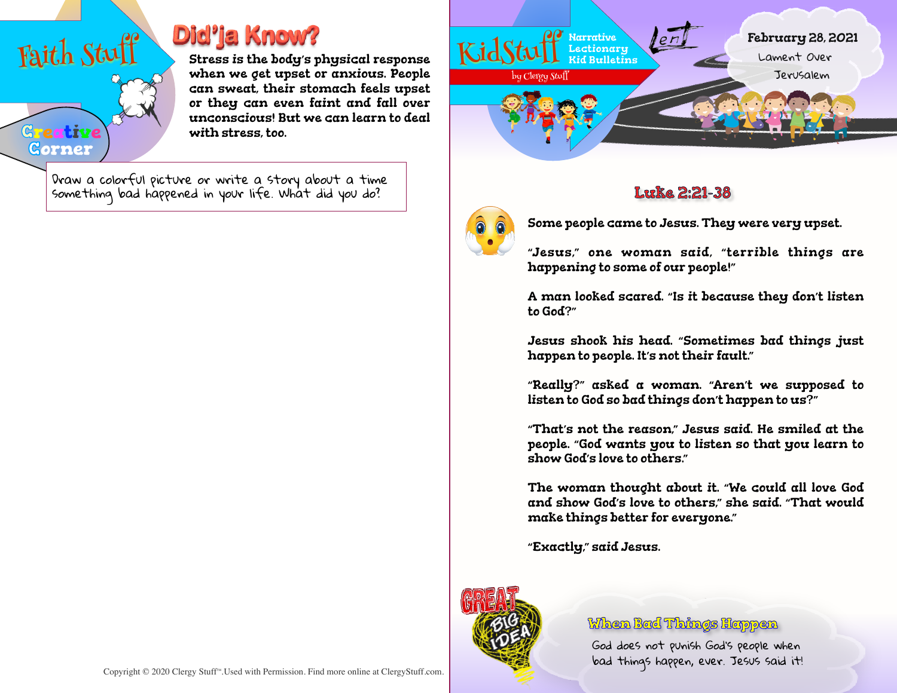# Faith Stuff

## Did'ja Know?

Stress is the body's physical response when we get upset or anxious. People can sweat, their stomach feels upset or they can even faint and fall over unconscious! But we can learn to deal with stress, too.

## Creative Corner

Draw a colorful picture or write a story about a time something bad happened in your life. What did you do?

Copyright © 2020 Clergy Stuff™. Used with Permission. Find more online at ClergyStuff.com.

# KidStuff

Narrative Lectionary Kid Bulletins

by Clergy Stuff

Lent

**February 28, 2021**

Lament Over Jerusalem

## Luke 2:21-38

Some people came to Jesus. They were very upset.

"Jesus," one woman said, "terrible things are happening to some of our people!"

A man looked scared. "Is it because they don't listen to God?"

Jesus shook his head. "Sometimes bad things just happen to people. It's not their fault."

"Really?" asked a woman. "Aren't we supposed to listen to God so bad things don't happen to us?"

"That's not the reason," Jesus said. He smiled at the people. "God wants you to listen so that you learn to show God's love to others."

The woman thought about it. "We could all love God and show God's love to others," she said. "That would make things better for everyone."

"Exactly," said Jesus.

## Great Big Idea

### When Bad Things Happen

God does not punish God's people when bad things happen, ever. Jesus said it!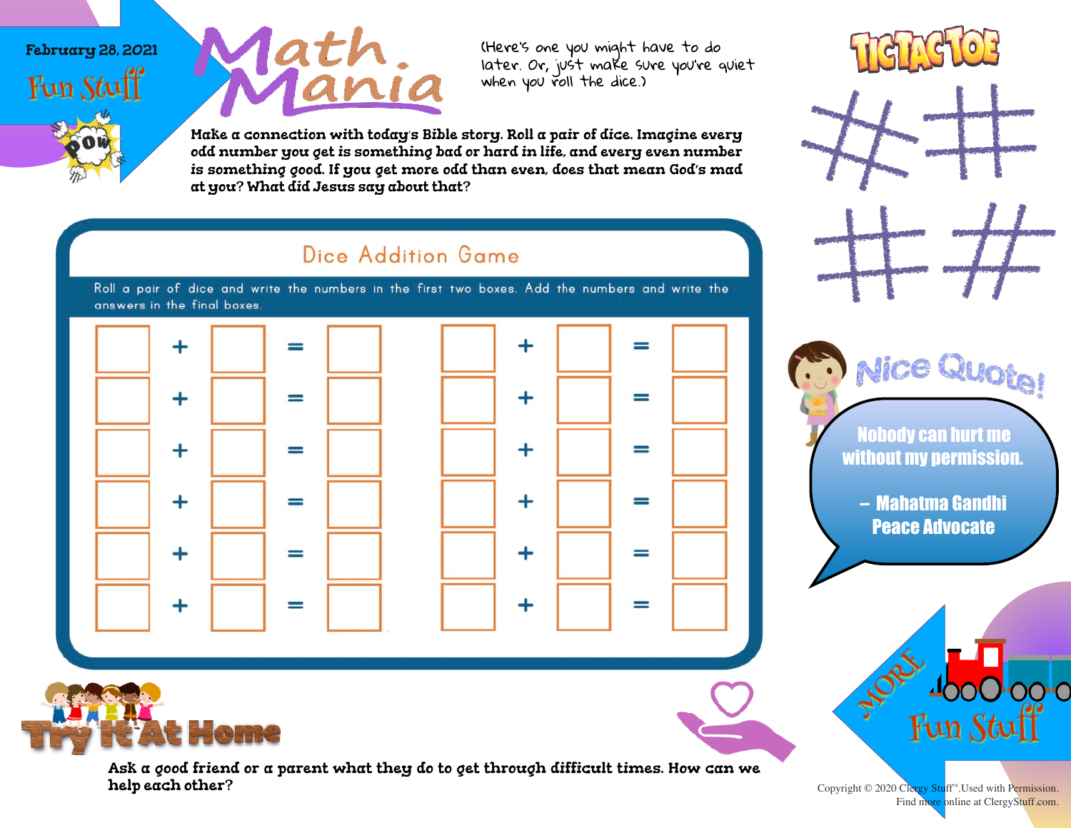February 28, 2021

Fun Stuff

# Math Mania

(Here's one you might have to do later. Or, just make sure you're quiet when you roll the dice.)

**Make a connection with today's Bible story. Roll a pair of dice. Imagine every odd number you get is something bad or hard in life, and every even number is something good. If you get more odd than even, does that mean God's mad at you? What did Jesus say about that?**

## Dice Addition Game

Roll a pair of dice and write the numbers in the first two boxes. Add the numbers and write the answers in the final boxes.

| | | | | | | | | | |
|---|---|---|---|---|---|---|---|---|---|
| ☐ | + | ☐ | = | ☐ | ☐ | + | ☐ | = | ☐ |
| ☐ | + | ☐ | = | ☐ | ☐ | + | ☐ | = | ☐ |
| ☐ | + | ☐ | = | ☐ | ☐ | + | ☐ | = | ☐ |
| ☐ | + | ☐ | = | ☐ | ☐ | + | ☐ | = | ☐ |
| ☐ | + | ☐ | = | ☐ | ☐ | + | ☐ | = | ☐ |
| ☐ | + | ☐ | = | ☐ | ☐ | + | ☐ | = | ☐ |

## TIC TAC TOE

## Nice Quote!

Nobody can hurt me without my permission.

– Mahatma Gandhi
Peace Advocate

## Try It At Home

**Ask a good friend or a parent what they do to get through difficult times. How can we help each other?**

MORE Fun Stuff

Copyright © 2020 Clergy Stuff™. Used with Permission. Find more online at ClergyStuff.com.